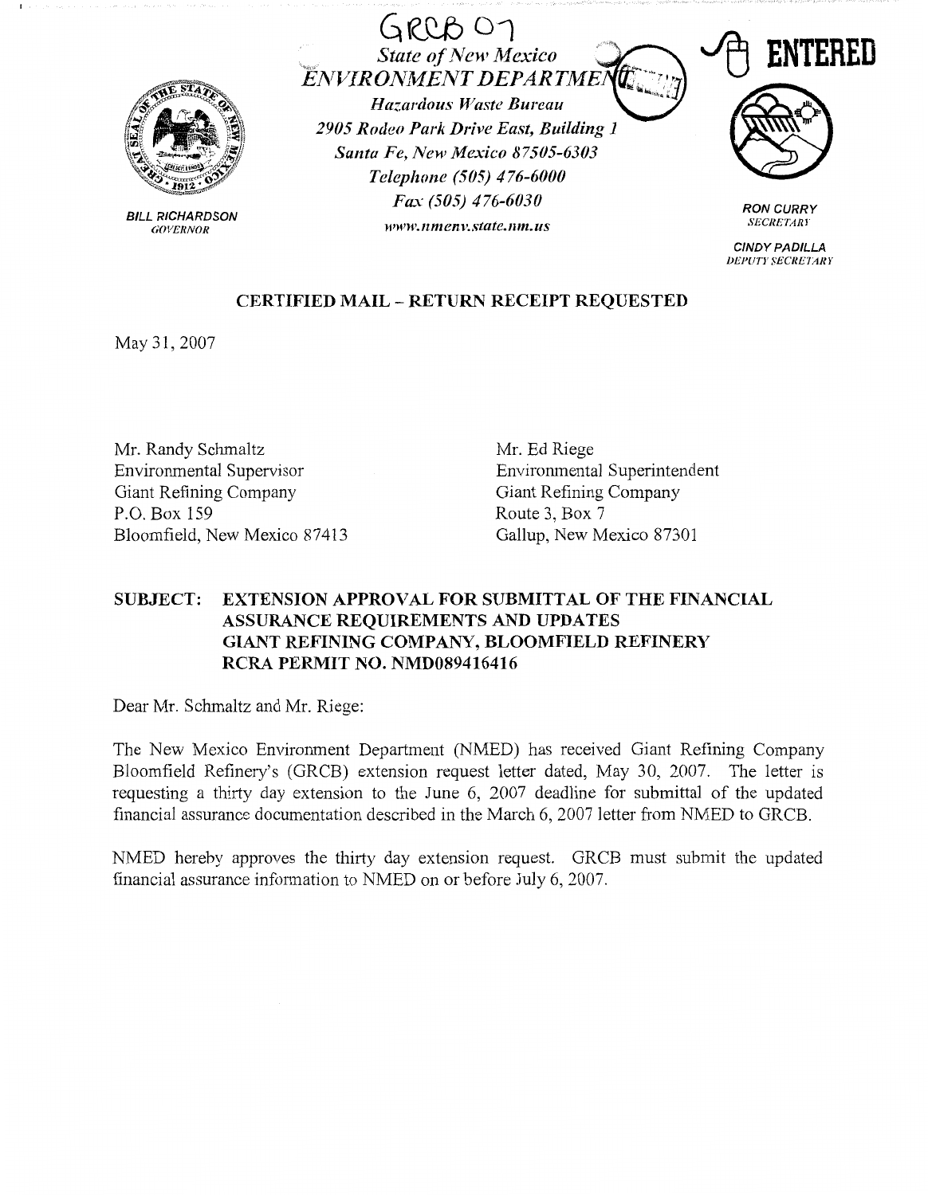GRCB 07

*State of New Mexico*
*ENVIRONMENT DEPARTMENT*
*Hazardous Waste Bureau*
*2905 Rodeo Park Drive East, Building 1*
*Santa Fe, New Mexico 87505-6303*
*Telephone (505) 476-6000*
*Fax (505) 476-6030*
*www.nmenv.state.nm.us*

**ENTERED**

BILL RICHARDSON
*GOVERNOR*

RON CURRY
*SECRETARY*

CINDY PADILLA
*DEPUTY SECRETARY*

**CERTIFIED MAIL – RETURN RECEIPT REQUESTED**

May 31, 2007

Mr. Randy Schmaltz
Environmental Supervisor
Giant Refining Company
P.O. Box 159
Bloomfield, New Mexico 87413

Mr. Ed Riege
Environmental Superintendent
Giant Refining Company
Route 3, Box 7
Gallup, New Mexico 87301

**SUBJECT: EXTENSION APPROVAL FOR SUBMITTAL OF THE FINANCIAL ASSURANCE REQUIREMENTS AND UPDATES GIANT REFINING COMPANY, BLOOMFIELD REFINERY RCRA PERMIT NO. NMD089416416**

Dear Mr. Schmaltz and Mr. Riege:

The New Mexico Environment Department (NMED) has received Giant Refining Company Bloomfield Refinery's (GRCB) extension request letter dated, May 30, 2007. The letter is requesting a thirty day extension to the June 6, 2007 deadline for submittal of the updated financial assurance documentation described in the March 6, 2007 letter from NMED to GRCB.

NMED hereby approves the thirty day extension request. GRCB must submit the updated financial assurance information to NMED on or before July 6, 2007.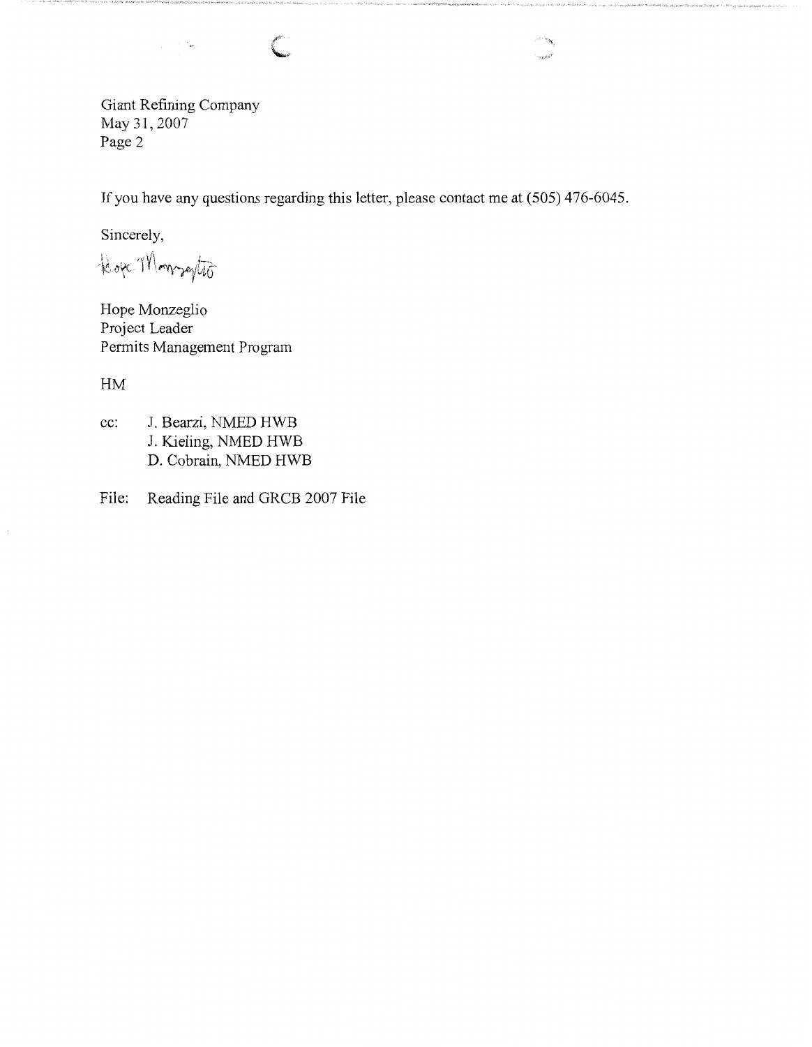Giant Refining Company
May 31, 2007
Page 2

If you have any questions regarding this letter, please contact me at (505) 476-6045.

Sincerely,

Hope Monzeglio

Hope Monzeglio
Project Leader
Permits Management Program

HM

cc: J. Bearzi, NMED HWB
J. Kieling, NMED HWB
D. Cobrain, NMED HWB

File: Reading File and GRCB 2007 File